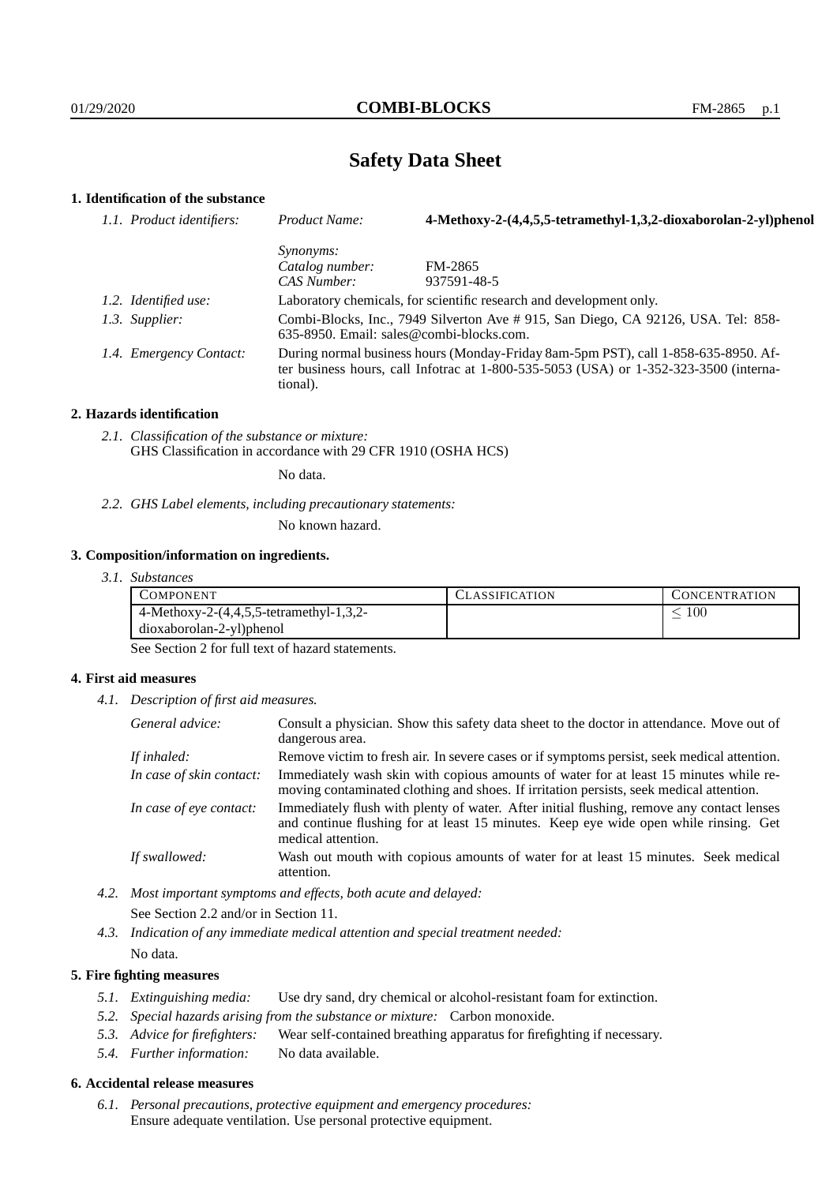# Safety Data Sheet

## 1. Identification of the substance

| | | |
|---|---|---|
| *1.1. Product identifiers:* | *Product Name:* | **4-Methoxy-2-(4,4,5,5-tetramethyl-1,3,2-dioxaborolan-2-yl)phenol** |
| | *Synonyms:* | |
| | *Catalog number:* | FM-2865 |
| | *CAS Number:* | 937591-48-5 |
| *1.2. Identified use:* | Laboratory chemicals, for scientific research and development only. | |
| *1.3. Supplier:* | Combi-Blocks, Inc., 7949 Silverton Ave # 915, San Diego, CA 92126, USA. Tel: 858-635-8950. Email: sales@combi-blocks.com. | |
| *1.4. Emergency Contact:* | During normal business hours (Monday-Friday 8am-5pm PST), call 1-858-635-8950. After business hours, call Infotrac at 1-800-535-5053 (USA) or 1-352-323-3500 (international). | |

## 2. Hazards identification

*2.1. Classification of the substance or mixture:*
GHS Classification in accordance with 29 CFR 1910 (OSHA HCS)

No data.

*2.2. GHS Label elements, including precautionary statements:*

No known hazard.

## 3. Composition/information on ingredients.

*3.1. Substances*

| COMPONENT | CLASSIFICATION | CONCENTRATION |
|---|---|---|
| 4-Methoxy-2-(4,4,5,5-tetramethyl-1,3,2-dioxaborolan-2-yl)phenol | | $\leq 100$ |

See Section 2 for full text of hazard statements.

## 4. First aid measures

*4.1. Description of first aid measures.*

| | |
|---|---|
| *General advice:* | Consult a physician. Show this safety data sheet to the doctor in attendance. Move out of dangerous area. |
| *If inhaled:* | Remove victim to fresh air. In severe cases or if symptoms persist, seek medical attention. |
| *In case of skin contact:* | Immediately wash skin with copious amounts of water for at least 15 minutes while removing contaminated clothing and shoes. If irritation persists, seek medical attention. |
| *In case of eye contact:* | Immediately flush with plenty of water. After initial flushing, remove any contact lenses and continue flushing for at least 15 minutes. Keep eye wide open while rinsing. Get medical attention. |
| *If swallowed:* | Wash out mouth with copious amounts of water for at least 15 minutes. Seek medical attention. |

*4.2. Most important symptoms and effects, both acute and delayed:*

See Section 2.2 and/or in Section 11.

*4.3. Indication of any immediate medical attention and special treatment needed:*

No data.

## 5. Fire fighting measures

*5.1. Extinguishing media:* Use dry sand, dry chemical or alcohol-resistant foam for extinction.

*5.2. Special hazards arising from the substance or mixture:* Carbon monoxide.

*5.3. Advice for firefighters:* Wear self-contained breathing apparatus for firefighting if necessary.

*5.4. Further information:* No data available.

## 6. Accidental release measures

*6.1. Personal precautions, protective equipment and emergency procedures:*
Ensure adequate ventilation. Use personal protective equipment.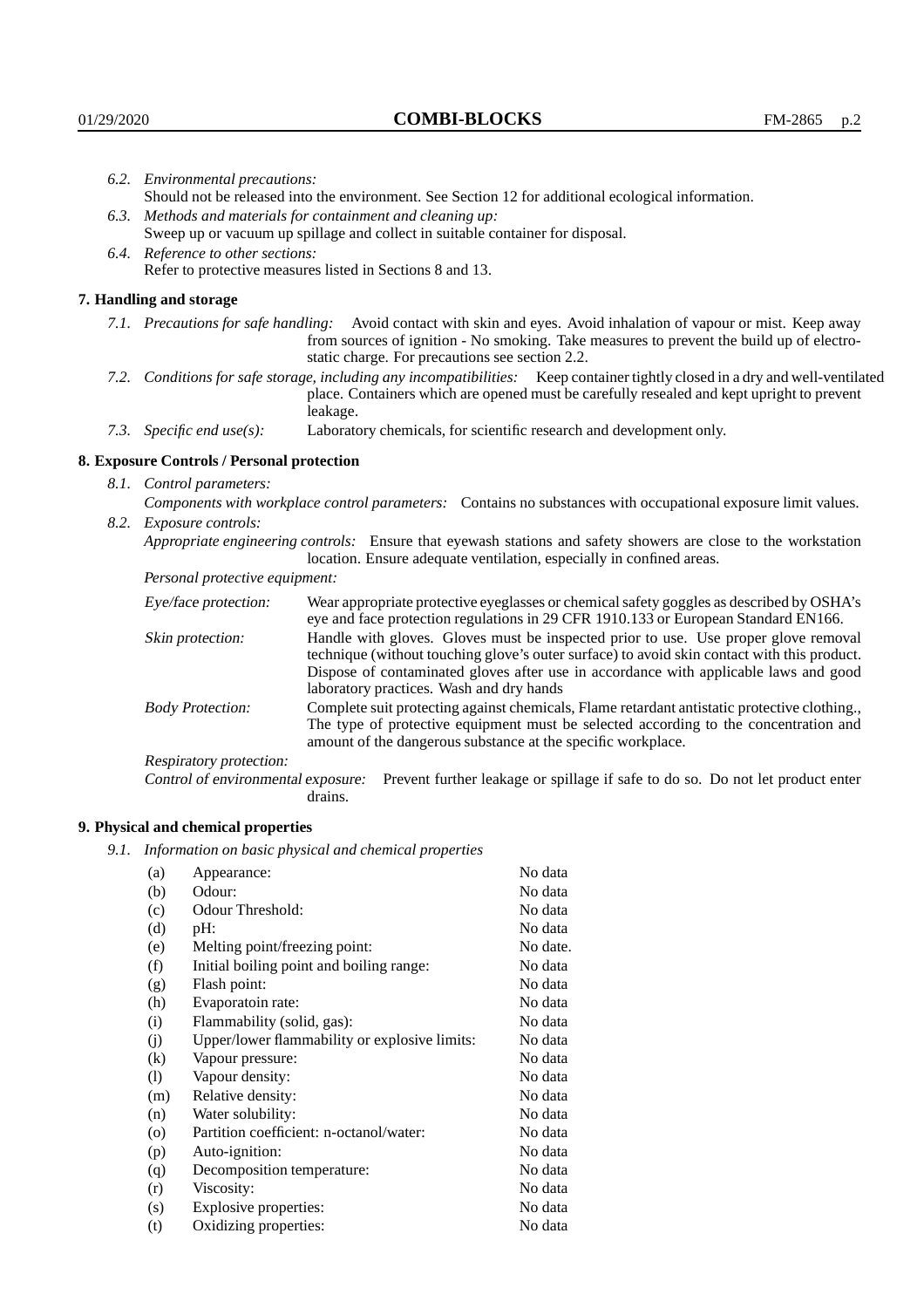*6.2. Environmental precautions:*
Should not be released into the environment. See Section 12 for additional ecological information.

*6.3. Methods and materials for containment and cleaning up:*
Sweep up or vacuum up spillage and collect in suitable container for disposal.

*6.4. Reference to other sections:*
Refer to protective measures listed in Sections 8 and 13.

## 7. Handling and storage

*7.1. Precautions for safe handling:* Avoid contact with skin and eyes. Avoid inhalation of vapour or mist. Keep away from sources of ignition - No smoking. Take measures to prevent the build up of electrostatic charge. For precautions see section 2.2.

*7.2. Conditions for safe storage, including any incompatibilities:* Keep container tightly closed in a dry and well-ventilated place. Containers which are opened must be carefully resealed and kept upright to prevent leakage.

*7.3. Specific end use(s):* Laboratory chemicals, for scientific research and development only.

## 8. Exposure Controls / Personal protection

*8.1. Control parameters:*
*Components with workplace control parameters:* Contains no substances with occupational exposure limit values.

*8.2. Exposure controls:*
*Appropriate engineering controls:* Ensure that eyewash stations and safety showers are close to the workstation location. Ensure adequate ventilation, especially in confined areas.

*Personal protective equipment:*

*Eye/face protection:* Wear appropriate protective eyeglasses or chemical safety goggles as described by OSHA's eye and face protection regulations in 29 CFR 1910.133 or European Standard EN166.

*Skin protection:* Handle with gloves. Gloves must be inspected prior to use. Use proper glove removal technique (without touching glove's outer surface) to avoid skin contact with this product. Dispose of contaminated gloves after use in accordance with applicable laws and good laboratory practices. Wash and dry hands

*Body Protection:* Complete suit protecting against chemicals, Flame retardant antistatic protective clothing., The type of protective equipment must be selected according to the concentration and amount of the dangerous substance at the specific workplace.

*Respiratory protection:*

*Control of environmental exposure:* Prevent further leakage or spillage if safe to do so. Do not let product enter drains.

## 9. Physical and chemical properties

*9.1. Information on basic physical and chemical properties*

| | | |
|---|---|---|
| (a) | Appearance: | No data |
| (b) | Odour: | No data |
| (c) | Odour Threshold: | No data |
| (d) | pH: | No data |
| (e) | Melting point/freezing point: | No date. |
| (f) | Initial boiling point and boiling range: | No data |
| (g) | Flash point: | No data |
| (h) | Evaporatoin rate: | No data |
| (i) | Flammability (solid, gas): | No data |
| (j) | Upper/lower flammability or explosive limits: | No data |
| (k) | Vapour pressure: | No data |
| (l) | Vapour density: | No data |
| (m) | Relative density: | No data |
| (n) | Water solubility: | No data |
| (o) | Partition coefficient: n-octanol/water: | No data |
| (p) | Auto-ignition: | No data |
| (q) | Decomposition temperature: | No data |
| (r) | Viscosity: | No data |
| (s) | Explosive properties: | No data |
| (t) | Oxidizing properties: | No data |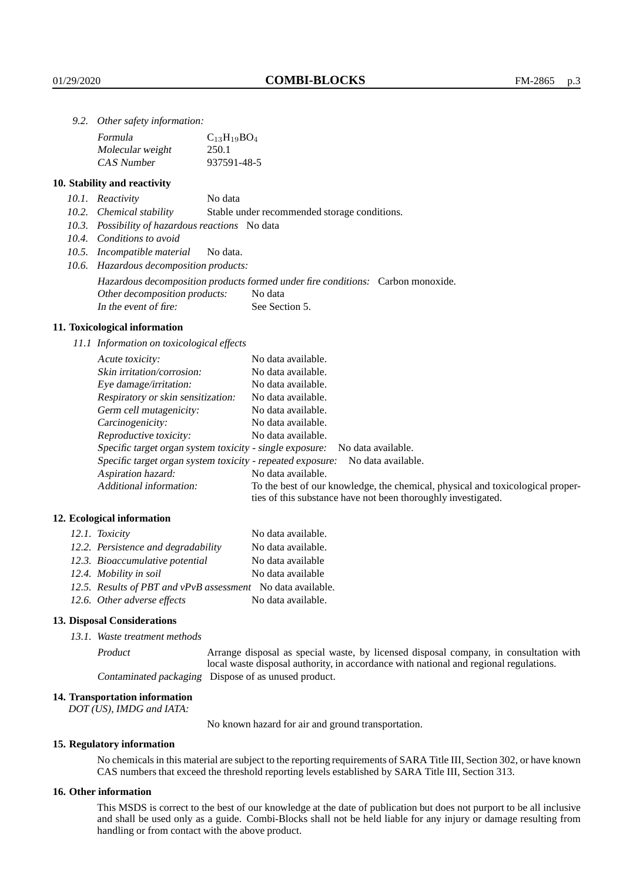*9.2. Other safety information:*

| | |
|---|---|
| *Formula* | $C_{13}H_{19}BO_4$ |
| *Molecular weight* | 250.1 |
| *CAS Number* | 937591-48-5 |

### 10. Stability and reactivity

*10.1. Reactivity* No data

*10.2. Chemical stability* Stable under recommended storage conditions.

*10.3. Possibility of hazardous reactions* No data

*10.4. Conditions to avoid*

*10.5. Incompatible material* No data.

*10.6. Hazardous decomposition products:*

*Hazardous decomposition products formed under fire conditions:* Carbon monoxide.

| | |
|---|---|
| *Other decomposition products:* | No data |
| *In the event of fire:* | See Section 5. |

### 11. Toxicological information

*11.1 Information on toxicological effects*

| | |
|---|---|
| *Acute toxicity:* | No data available. |
| *Skin irritation/corrosion:* | No data available. |
| *Eye damage/irritation:* | No data available. |
| *Respiratory or skin sensitization:* | No data available. |
| *Germ cell mutagenicity:* | No data available. |
| *Carcinogenicity:* | No data available. |
| *Reproductive toxicity:* | No data available. |
| *Specific target organ system toxicity - single exposure:* | No data available. |
| *Specific target organ system toxicity - repeated exposure:* | No data available. |
| *Aspiration hazard:* | No data available. |
| *Additional information:* | To the best of our knowledge, the chemical, physical and toxicological properties of this substance have not been thoroughly investigated. |

### 12. Ecological information

| | |
|---|---|
| *12.1. Toxicity* | No data available. |
| *12.2. Persistence and degradability* | No data available. |
| *12.3. Bioaccumulative potential* | No data available |
| *12.4. Mobility in soil* | No data available |
| *12.5. Results of PBT and vPvB assessment* | No data available. |
| *12.6. Other adverse effects* | No data available. |

### 13. Disposal Considerations

*13.1. Waste treatment methods*

| | |
|---|---|
| *Product* | Arrange disposal as special waste, by licensed disposal company, in consultation with local waste disposal authority, in accordance with national and regional regulations. |
| *Contaminated packaging* | Dispose of as unused product. |

### 14. Transportation information

*DOT (US), IMDG and IATA:*

No known hazard for air and ground transportation.

### 15. Regulatory information

No chemicals in this material are subject to the reporting requirements of SARA Title III, Section 302, or have known CAS numbers that exceed the threshold reporting levels established by SARA Title III, Section 313.

### 16. Other information

This MSDS is correct to the best of our knowledge at the date of publication but does not purport to be all inclusive and shall be used only as a guide. Combi-Blocks shall not be held liable for any injury or damage resulting from handling or from contact with the above product.